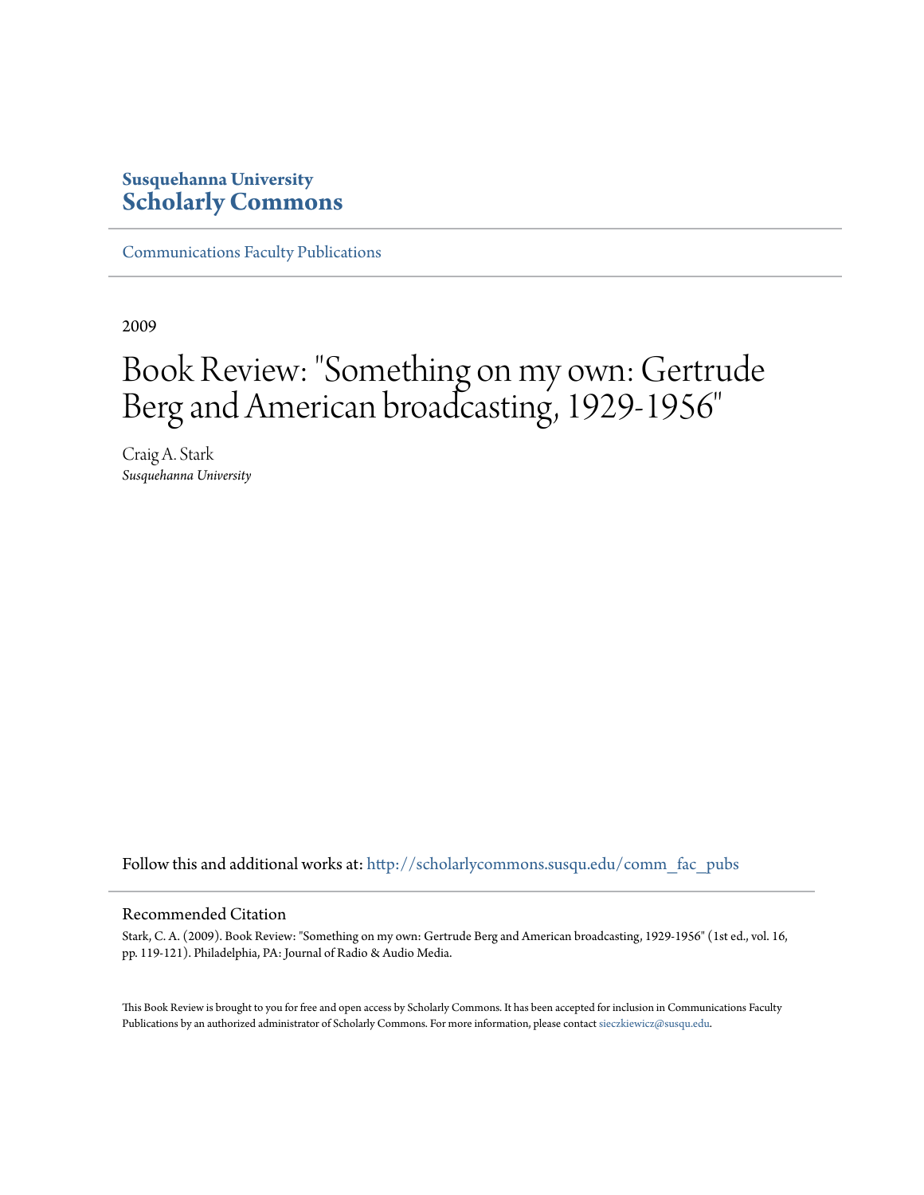**Susquehanna University**
**Scholarly Commons**

Communications Faculty Publications

2009

# Book Review: "Something on my own: Gertrude Berg and American broadcasting, 1929-1956"

Craig A. Stark
*Susquehanna University*

Follow this and additional works at: http://scholarlycommons.susqu.edu/comm_fac_pubs

## Recommended Citation

Stark, C. A. (2009). Book Review: "Something on my own: Gertrude Berg and American broadcasting, 1929-1956" (1st ed., vol. 16, pp. 119-121). Philadelphia, PA: Journal of Radio & Audio Media.

This Book Review is brought to you for free and open access by Scholarly Commons. It has been accepted for inclusion in Communications Faculty Publications by an authorized administrator of Scholarly Commons. For more information, please contact sieczkiewicz@susqu.edu.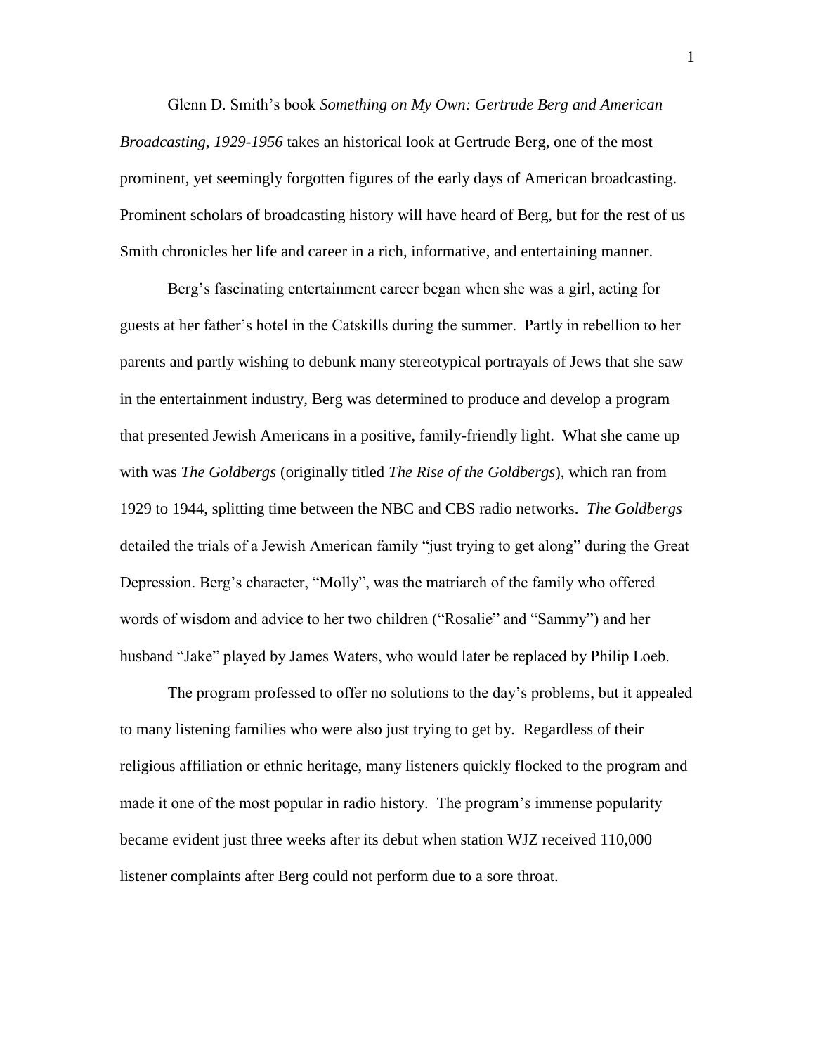Glenn D. Smith's book *Something on My Own: Gertrude Berg and American Broadcasting, 1929-1956* takes an historical look at Gertrude Berg, one of the most prominent, yet seemingly forgotten figures of the early days of American broadcasting. Prominent scholars of broadcasting history will have heard of Berg, but for the rest of us Smith chronicles her life and career in a rich, informative, and entertaining manner.

Berg's fascinating entertainment career began when she was a girl, acting for guests at her father's hotel in the Catskills during the summer. Partly in rebellion to her parents and partly wishing to debunk many stereotypical portrayals of Jews that she saw in the entertainment industry, Berg was determined to produce and develop a program that presented Jewish Americans in a positive, family-friendly light. What she came up with was *The Goldbergs* (originally titled *The Rise of the Goldbergs*), which ran from 1929 to 1944, splitting time between the NBC and CBS radio networks. *The Goldbergs* detailed the trials of a Jewish American family "just trying to get along" during the Great Depression. Berg's character, "Molly", was the matriarch of the family who offered words of wisdom and advice to her two children ("Rosalie" and "Sammy") and her husband "Jake" played by James Waters, who would later be replaced by Philip Loeb.

The program professed to offer no solutions to the day's problems, but it appealed to many listening families who were also just trying to get by. Regardless of their religious affiliation or ethnic heritage, many listeners quickly flocked to the program and made it one of the most popular in radio history. The program's immense popularity became evident just three weeks after its debut when station WJZ received 110,000 listener complaints after Berg could not perform due to a sore throat.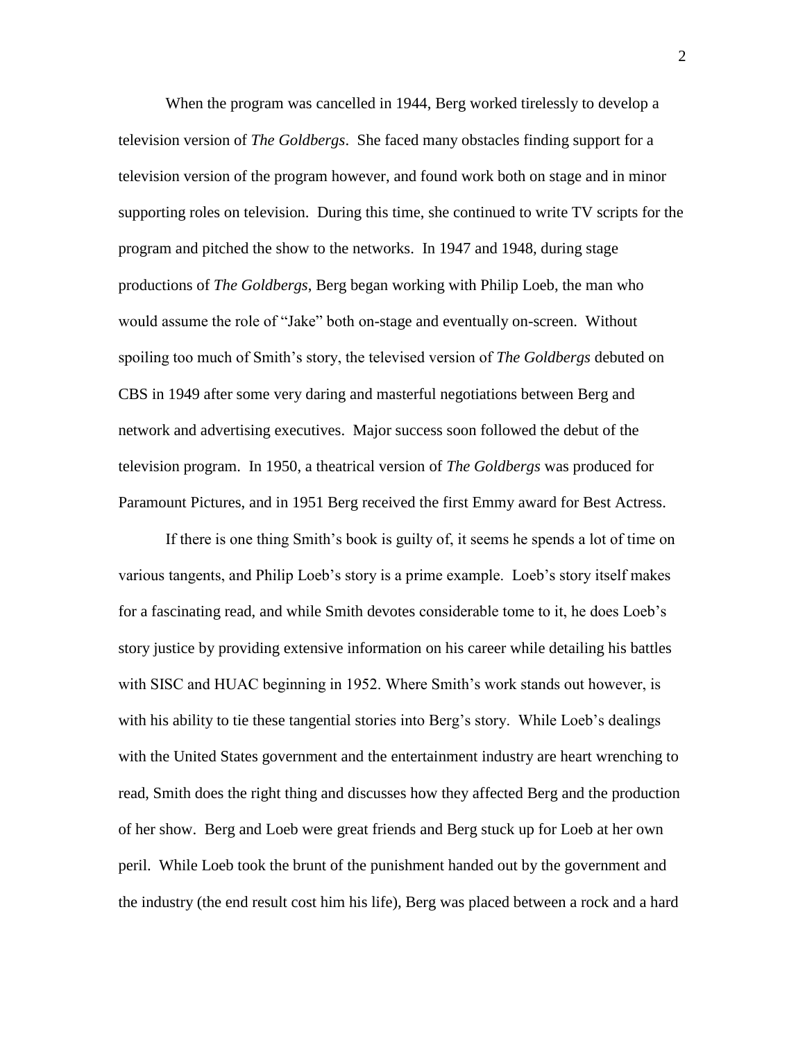When the program was cancelled in 1944, Berg worked tirelessly to develop a television version of *The Goldbergs*. She faced many obstacles finding support for a television version of the program however, and found work both on stage and in minor supporting roles on television. During this time, she continued to write TV scripts for the program and pitched the show to the networks. In 1947 and 1948, during stage productions of *The Goldbergs*, Berg began working with Philip Loeb, the man who would assume the role of "Jake" both on-stage and eventually on-screen. Without spoiling too much of Smith's story, the televised version of *The Goldbergs* debuted on CBS in 1949 after some very daring and masterful negotiations between Berg and network and advertising executives. Major success soon followed the debut of the television program. In 1950, a theatrical version of *The Goldbergs* was produced for Paramount Pictures, and in 1951 Berg received the first Emmy award for Best Actress.

If there is one thing Smith's book is guilty of, it seems he spends a lot of time on various tangents, and Philip Loeb's story is a prime example. Loeb's story itself makes for a fascinating read, and while Smith devotes considerable tome to it, he does Loeb's story justice by providing extensive information on his career while detailing his battles with SISC and HUAC beginning in 1952. Where Smith's work stands out however, is with his ability to tie these tangential stories into Berg's story. While Loeb's dealings with the United States government and the entertainment industry are heart wrenching to read, Smith does the right thing and discusses how they affected Berg and the production of her show. Berg and Loeb were great friends and Berg stuck up for Loeb at her own peril. While Loeb took the brunt of the punishment handed out by the government and the industry (the end result cost him his life), Berg was placed between a rock and a hard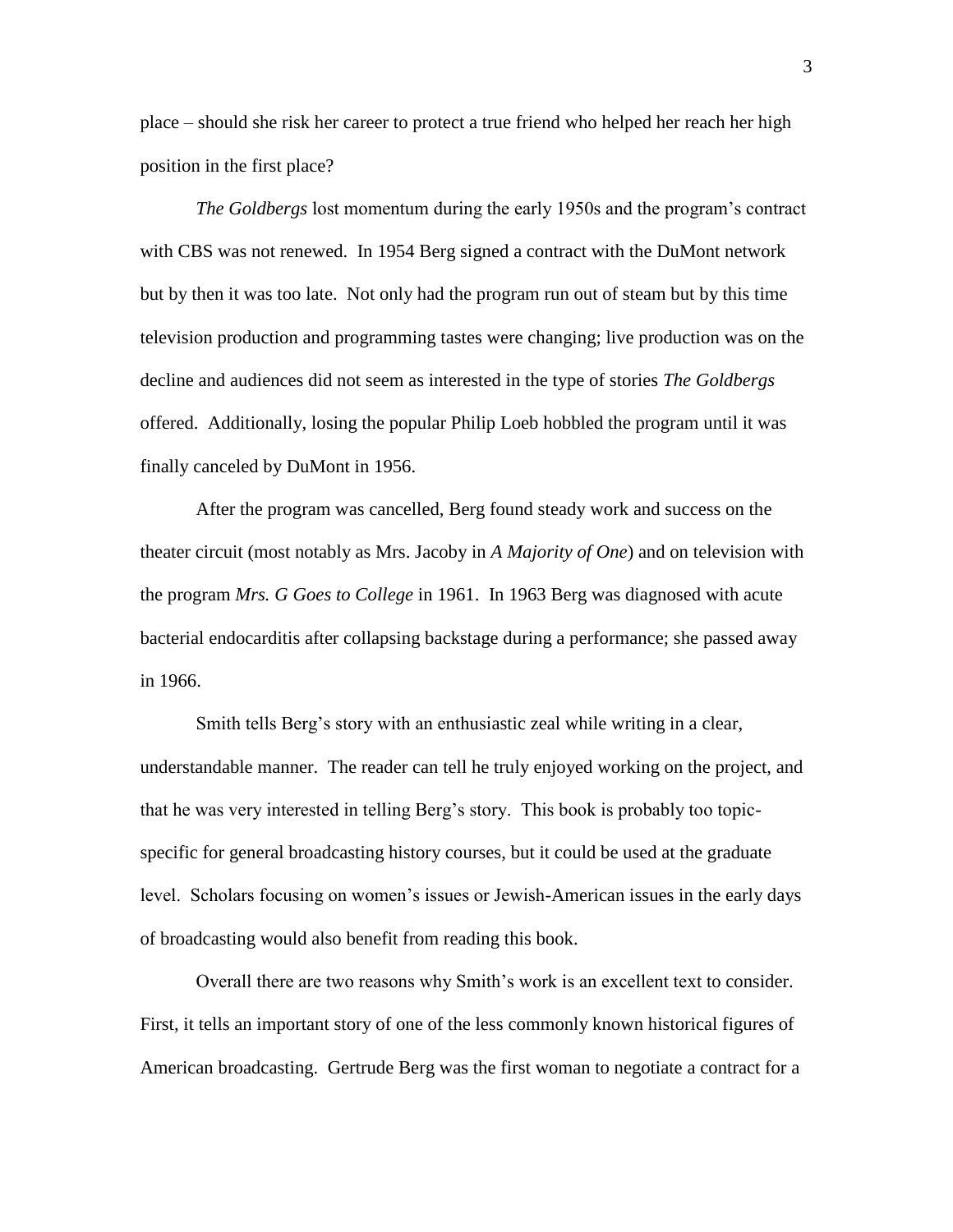place – should she risk her career to protect a true friend who helped her reach her high position in the first place?

*The Goldbergs* lost momentum during the early 1950s and the program's contract with CBS was not renewed. In 1954 Berg signed a contract with the DuMont network but by then it was too late. Not only had the program run out of steam but by this time television production and programming tastes were changing; live production was on the decline and audiences did not seem as interested in the type of stories *The Goldbergs* offered. Additionally, losing the popular Philip Loeb hobbled the program until it was finally canceled by DuMont in 1956.

After the program was cancelled, Berg found steady work and success on the theater circuit (most notably as Mrs. Jacoby in *A Majority of One*) and on television with the program *Mrs. G Goes to College* in 1961. In 1963 Berg was diagnosed with acute bacterial endocarditis after collapsing backstage during a performance; she passed away in 1966.

Smith tells Berg's story with an enthusiastic zeal while writing in a clear, understandable manner. The reader can tell he truly enjoyed working on the project, and that he was very interested in telling Berg's story. This book is probably too topic-specific for general broadcasting history courses, but it could be used at the graduate level. Scholars focusing on women's issues or Jewish-American issues in the early days of broadcasting would also benefit from reading this book.

Overall there are two reasons why Smith's work is an excellent text to consider. First, it tells an important story of one of the less commonly known historical figures of American broadcasting. Gertrude Berg was the first woman to negotiate a contract for a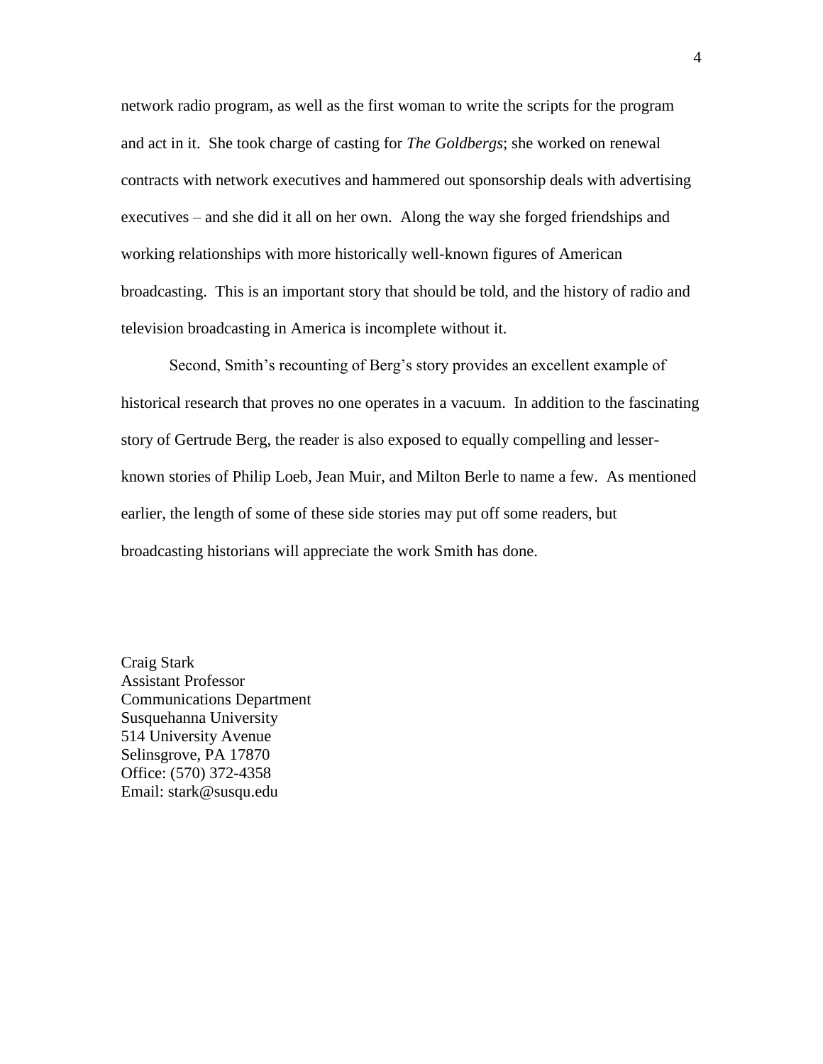network radio program, as well as the first woman to write the scripts for the program and act in it. She took charge of casting for *The Goldbergs*; she worked on renewal contracts with network executives and hammered out sponsorship deals with advertising executives – and she did it all on her own. Along the way she forged friendships and working relationships with more historically well-known figures of American broadcasting. This is an important story that should be told, and the history of radio and television broadcasting in America is incomplete without it.

Second, Smith's recounting of Berg's story provides an excellent example of historical research that proves no one operates in a vacuum. In addition to the fascinating story of Gertrude Berg, the reader is also exposed to equally compelling and lesser-known stories of Philip Loeb, Jean Muir, and Milton Berle to name a few. As mentioned earlier, the length of some of these side stories may put off some readers, but broadcasting historians will appreciate the work Smith has done.

Craig Stark
Assistant Professor
Communications Department
Susquehanna University
514 University Avenue
Selinsgrove, PA 17870
Office: (570) 372-4358
Email: stark@susqu.edu